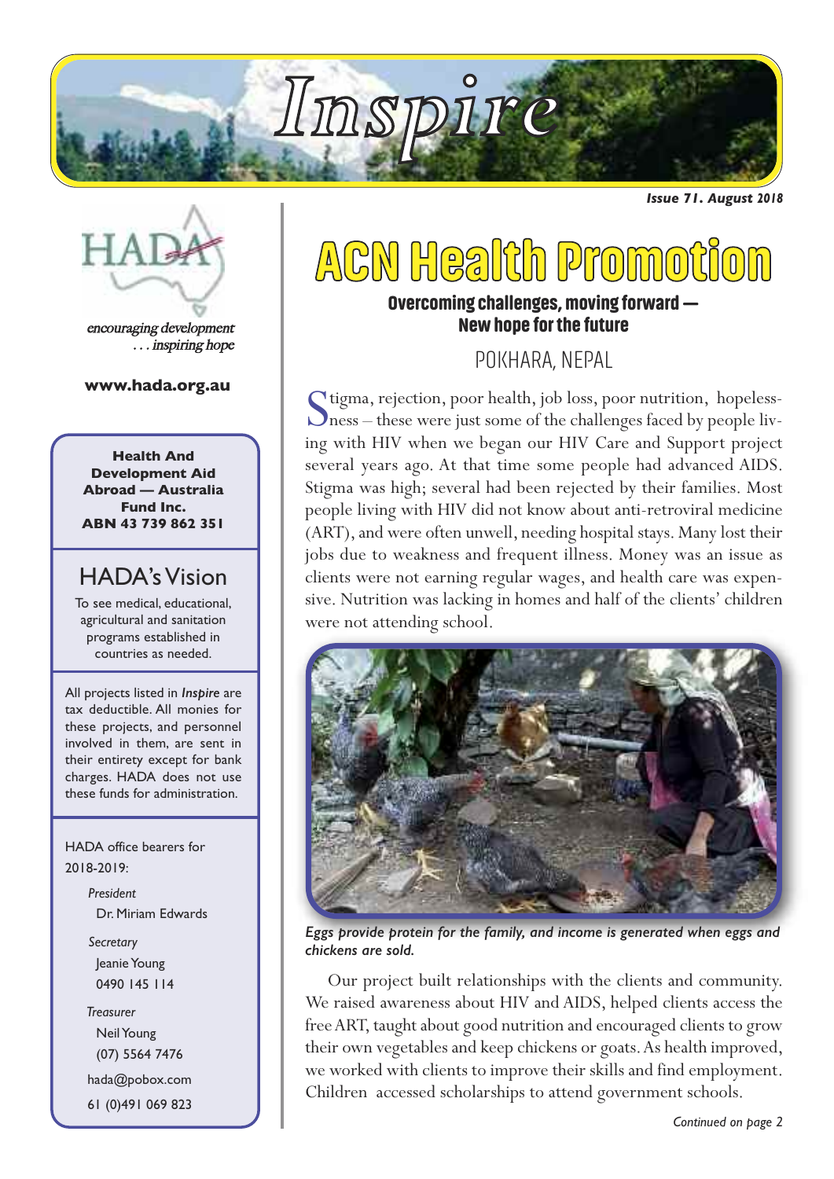# Inspire

*Issue 71. August 2018*

HADA

*encouraging development*
*. . . inspiring hope*

**www.hada.org.au**

**Health And Development Aid Abroad — Australia Fund Inc.**
**ABN 43 739 862 351**

## HADA's Vision

To see medical, educational, agricultural and sanitation programs established in countries as needed.

All projects listed in *Inspire* are tax deductible. All monies for these projects, and personnel involved in them, are sent in their entirety except for bank charges. HADA does not use these funds for administration.

HADA office bearers for 2018-2019:

*President*
Dr. Miriam Edwards

*Secretary*
Jeanie Young
0490 145 114

*Treasurer*
Neil Young
(07) 5564 7476

hada@pobox.com

61 (0)491 069 823

# ACN Health Promotion

### Overcoming challenges, moving forward — New hope for the future

POKHARA, NEPAL

Stigma, rejection, poor health, job loss, poor nutrition, hopelessness – these were just some of the challenges faced by people living with HIV when we began our HIV Care and Support project several years ago. At that time some people had advanced AIDS. Stigma was high; several had been rejected by their families. Most people living with HIV did not know about anti-retroviral medicine (ART), and were often unwell, needing hospital stays. Many lost their jobs due to weakness and frequent illness. Money was an issue as clients were not earning regular wages, and health care was expensive. Nutrition was lacking in homes and half of the clients' children were not attending school.

*Eggs provide protein for the family, and income is generated when eggs and chickens are sold.*

Our project built relationships with the clients and community. We raised awareness about HIV and AIDS, helped clients access the free ART, taught about good nutrition and encouraged clients to grow their own vegetables and keep chickens or goats. As health improved, we worked with clients to improve their skills and find employment. Children accessed scholarships to attend government schools.

*Continued on page 2*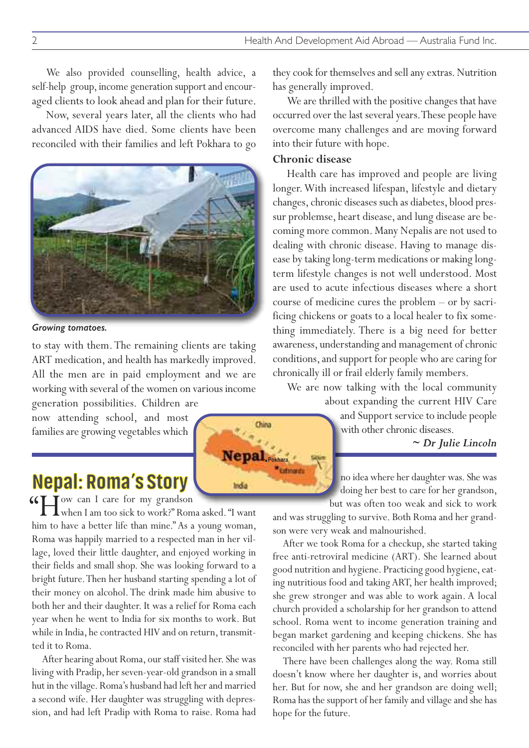We also provided counselling, health advice, a self-help group, income generation support and encouraged clients to look ahead and plan for their future.

Now, several years later, all the clients who had advanced AIDS have died. Some clients have been reconciled with their families and left Pokhara to go to stay with them. The remaining clients are taking ART medication, and health has markedly improved. All the men are in paid employment and we are working with several of the women on various income generation possibilities. Children are now attending school, and most families are growing vegetables which they cook for themselves and sell any extras. Nutrition has generally improved.

*Growing tomatoes.*

We are thrilled with the positive changes that have occurred over the last several years. These people have overcome many challenges and are moving forward into their future with hope.

### Chronic disease

Health care has improved and people are living longer. With increased lifespan, lifestyle and dietary changes, chronic diseases such as diabetes, blood pressur problemse, heart disease, and lung disease are becoming more common. Many Nepalis are not used to dealing with chronic disease. Having to manage disease by taking long-term medications or making long-term lifestyle changes is not well understood. Most are used to acute infectious diseases where a short course of medicine cures the problem – or by sacrificing chickens or goats to a local healer to fix something immediately. There is a big need for better awareness, understanding and management of chronic conditions, and support for people who are caring for chronically ill or frail elderly family members.

We are now talking with the local community about expanding the current HIV Care and Support service to include people with other chronic diseases.

***~ Dr Julie Lincoln***

## Nepal: Roma's Story

"How can I care for my grandson when I am too sick to work?" Roma asked. "I want him to have a better life than mine." As a young woman, Roma was happily married to a respected man in her village, loved their little daughter, and enjoyed working in their fields and small shop. She was looking forward to a bright future. Then her husband starting spending a lot of their money on alcohol. The drink made him abusive to both her and their daughter. It was a relief for Roma each year when he went to India for six months to work. But while in India, he contracted HIV and on return, transmitted it to Roma.

After hearing about Roma, our staff visited her. She was living with Pradip, her seven-year-old grandson in a small hut in the village. Roma's husband had left her and married a second wife. Her daughter was struggling with depression, and had left Pradip with Roma to raise. Roma had no idea where her daughter was. She was doing her best to care for her grandson, but was often too weak and sick to work and was struggling to survive. Both Roma and her grandson were very weak and malnourished.

After we took Roma for a checkup, she started taking free anti-retroviral medicine (ART). She learned about good nutrition and hygiene. Practicing good hygiene, eating nutritious food and taking ART, her health improved; she grew stronger and was able to work again. A local church provided a scholarship for her grandson to attend school. Roma went to income generation training and began market gardening and keeping chickens. She has reconciled with her parents who had rejected her.

There have been challenges along the way. Roma still doesn't know where her daughter is, and worries about her. But for now, she and her grandson are doing well; Roma has the support of her family and village and she has hope for the future.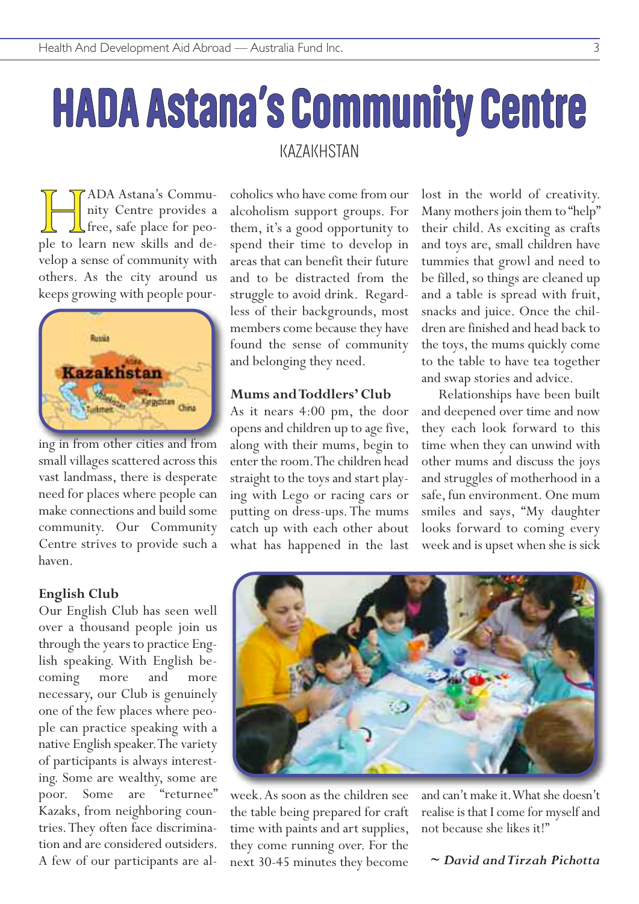# HADA Astana's Community Centre

KAZAKHSTAN

HADA Astana's Community Centre provides a free, safe place for people to learn new skills and develop a sense of community with others. As the city around us keeps growing with people pouring in from other cities and from small villages scattered across this vast landmass, there is desperate need for places where people can make connections and build some community. Our Community Centre strives to provide such a haven.

## English Club

Our English Club has seen well over a thousand people join us through the years to practice English speaking. With English becoming more and more necessary, our Club is genuinely one of the few places where people can practice speaking with a native English speaker. The variety of participants is always interesting. Some are wealthy, some are poor. Some are "returnee" Kazaks, from neighboring countries. They often face discrimination and are considered outsiders. A few of our participants are alcoholics who have come from our alcoholism support groups. For them, it's a good opportunity to spend their time to develop in areas that can benefit their future and to be distracted from the struggle to avoid drink. Regardless of their backgrounds, most members come because they have found the sense of community and belonging they need.

## Mums and Toddlers' Club

As it nears 4:00 pm, the door opens and children up to age five, along with their mums, begin to enter the room. The children head straight to the toys and start playing with Lego or racing cars or putting on dress-ups. The mums catch up with each other about what has happened in the last week. As soon as the children see the table being prepared for craft time with paints and art supplies, they come running over. For the next 30-45 minutes they become lost in the world of creativity. Many mothers join them to "help" their child. As exciting as crafts and toys are, small children have tummies that growl and need to be filled, so things are cleaned up and a table is spread with fruit, snacks and juice. Once the children are finished and head back to the toys, the mums quickly come to the table to have tea together and swap stories and advice.

Relationships have been built and deepened over time and now they each look forward to this time when they can unwind with other mums and discuss the joys and struggles of motherhood in a safe, fun environment. One mum smiles and says, "My daughter looks forward to coming every week and is upset when she is sick and can't make it. What she doesn't realise is that I come for myself and not because she likes it!"

*~ David and Tirzah Pichotta*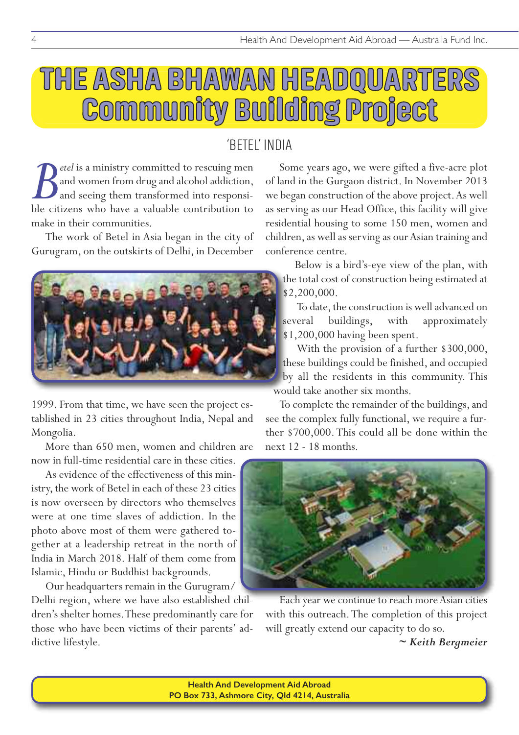# THE ASHA BHAWAN HEADQUARTERS Community Building Project

## 'BETEL' INDIA

*Betel* is a ministry committed to rescuing men and women from drug and alcohol addiction, and seeing them transformed into responsible citizens who have a valuable contribution to make in their communities.

The work of Betel in Asia began in the city of Gurugram, on the outskirts of Delhi, in December 1999. From that time, we have seen the project established in 23 cities throughout India, Nepal and Mongolia.

More than 650 men, women and children are now in full-time residential care in these cities.

As evidence of the effectiveness of this ministry, the work of Betel in each of these 23 cities is now overseen by directors who themselves were at one time slaves of addiction. In the photo above most of them were gathered together at a leadership retreat in the north of India in March 2018. Half of them come from Islamic, Hindu or Buddhist backgrounds.

Our headquarters remain in the Gurugram/ Delhi region, where we have also established children's shelter homes. These predominantly care for those who have been victims of their parents' addictive lifestyle.

Some years ago, we were gifted a five-acre plot of land in the Gurgaon district. In November 2013 we began construction of the above project. As well as serving as our Head Office, this facility will give residential housing to some 150 men, women and children, as well as serving as our Asian training and conference centre.

Below is a bird's-eye view of the plan, with the total cost of construction being estimated at $2,200,000.

To date, the construction is well advanced on several buildings, with approximately $1,200,000 having been spent.

With the provision of a further $300,000, these buildings could be finished, and occupied by all the residents in this community. This would take another six months.

To complete the remainder of the buildings, and see the complex fully functional, we require a further $700,000. This could all be done within the next 12 - 18 months.

Each year we continue to reach more Asian cities with this outreach. The completion of this project will greatly extend our capacity to do so.

***~ Keith Bergmeier***

**Health And Development Aid Abroad**
**PO Box 733, Ashmore City, Qld 4214, Australia**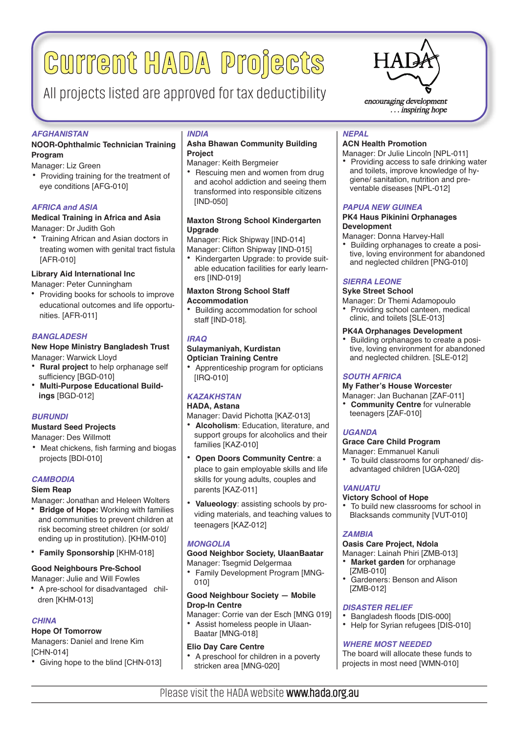# Current HADA Projects

All projects listed are approved for tax deductibility

HADA

*encouraging development ... inspiring hope*

## AFGHANISTAN

**NOOR-Ophthalmic Technician Training Program**

Manager: Liz Green

- Providing training for the treatment of eye conditions [AFG-010]

## AFRICA and ASIA

**Medical Training in Africa and Asia**

Manager: Dr Judith Goh

- Training African and Asian doctors in treating women with genital tract fistula [AFR-010]

**Library Aid International Inc**

Manager: Peter Cunningham

- Providing books for schools to improve educational outcomes and life opportunities. [AFR-011]

## BANGLADESH

**New Hope Ministry Bangladesh Trust**

Manager: Warwick Lloyd

- **Rural project** to help orphanage self sufficiency [BGD-010]
- **Multi-Purpose Educational Buildings** [BGD-012]

## BURUNDI

**Mustard Seed Projects**

Manager: Des Willmott

- Meat chickens, fish farming and biogas projects [BDI-010]

## CAMBODIA

**Siem Reap**

Manager: Jonathan and Heleen Wolters

- **Bridge of Hope:** Working with families and communities to prevent children at risk becoming street children (or sold/ ending up in prostitution). [KHM-010]
- **Family Sponsorship** [KHM-018]

**Good Neighbours Pre-School**

Manager: Julie and Will Fowles

- A pre-school for disadvantaged children [KHM-013]

## CHINA

**Hope Of Tomorrow**

Managers: Daniel and Irene Kim [CHN-014]

- Giving hope to the blind [CHN-013]

## INDIA

**Asha Bhawan Community Building Project**

Manager: Keith Bergmeier

- Rescuing men and women from drug and acohol addiction and seeing them transformed into responsible citizens [IND-050]

**Maxton Strong School Kindergarten Upgrade**

Manager: Rick Shipway [IND-014]

Manager: Clifton Shipway [IND-015]

- Kindergarten Upgrade: to provide suitable education facilities for early learners [IND-019]

**Maxton Strong School Staff Accommodation**

- Building accommodation for school staff [IND-018].

## IRAQ

**Sulaymaniyah, Kurdistan**

**Optician Training Centre**

- Apprenticeship program for opticians [IRQ-010]

## KAZAKHSTAN

**HADA, Astana**

Manager: David Pichotta [KAZ-013]

- **Alcoholism**: Education, literature, and support groups for alcoholics and their families [KAZ-010]
- **Open Doors Community Centre**: a place to gain employable skills and life skills for young adults, couples and parents [KAZ-011]
- **Valueology**: assisting schools by providing materials, and teaching values to teenagers [KAZ-012]

## MONGOLIA

**Good Neighbor Society, UlaanBaatar**

Manager: Tsegmid Delgermaa

- Family Development Program [MNG-010]

**Good Neighbour Society — Mobile Drop-In Centre**

Manager: Corrie van der Esch [MNG 019]

- Assist homeless people in UlaanBaatar [MNG-018]

**Elio Day Care Centre**

- A preschool for children in a poverty stricken area [MNG-020]

## NEPAL

**ACN Health Promotion**

Manager: Dr Julie Lincoln [NPL-011]

- Providing access to safe drinking water and toilets, improve knowledge of hygiene/ sanitation, nutrition and preventable diseases [NPL-012]

## PAPUA NEW GUINEA

**PK4 Haus Pikinini Orphanages Development**

Manager: Donna Harvey-Hall

- Building orphanages to create a positive, loving environment for abandoned and neglected children [PNG-010]

## SIERRA LEONE

**Syke Street School**

Manager: Dr Themi Adamopoulo

- Providing school canteen, medical clinic, and toilets [SLE-013]

**PK4A Orphanages Development**

- Building orphanages to create a positive, loving environment for abandoned and neglected children. [SLE-012]

## SOUTH AFRICA

**My Father's House Worcester**

Manager: Jan Buchanan [ZAF-011]

- **Community Centre** for vulnerable teenagers [ZAF-010]

## UGANDA

**Grace Care Child Program**

Manager: Emmanuel Kanuli

- To build classrooms for orphaned/ disadvantaged children [UGA-020]

## VANUATU

**Victory School of Hope**

- To build new classrooms for school in Blacksands community [VUT-010]

## ZAMBIA

**Oasis Care Project, Ndola**

Manager: Lainah Phiri [ZMB-013]

- **Market garden** for orphanage [ZMB-010]
- Gardeners: Benson and Alison [ZMB-012]

## DISASTER RELIEF

- Bangladesh floods [DIS-000]
- Help for Syrian refugees [DIS-010]

## WHERE MOST NEEDED

The board will allocate these funds to projects in most need [WMN-010]

Please visit the HADA website **www.hada.org.au**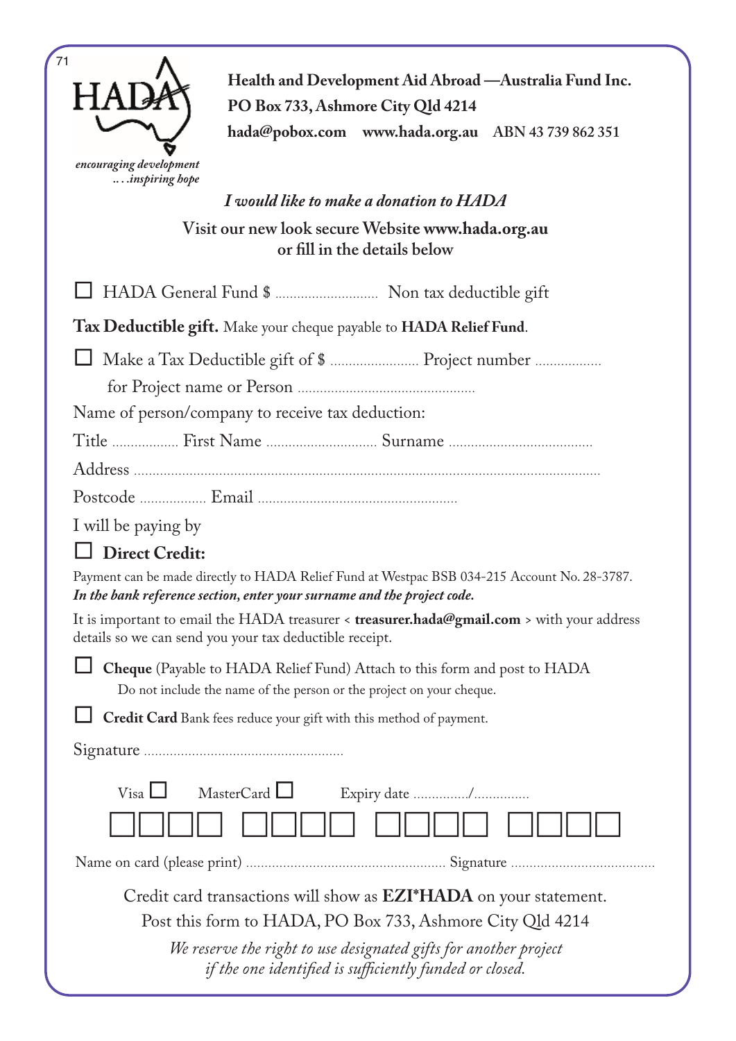HADA

*encouraging development ….inspiring hope*

**Health and Development Aid Abroad —Australia Fund Inc.**
**PO Box 733, Ashmore City Qld 4214**
**hada@pobox.com www.hada.org.au ABN 43 739 862 351**

***I would like to make a donation to HADA***

**Visit our new look secure Website www.hada.org.au**
**or fill in the details below**

☐ HADA General Fund $ .......................... Non tax deductible gift

**Tax Deductible gift.** Make your cheque payable to **HADA Relief Fund**.

☐ Make a Tax Deductible gift of $ ...................... Project number .................

for Project name or Person ...............................................

Name of person/company to receive tax deduction:

Title ................. First Name ............................ Surname ......................................

Address ...........................................................................................................................

Postcode ................. Email .....................................................

I will be paying by

☐ **Direct Credit:**

Payment can be made directly to HADA Relief Fund at Westpac BSB 034-215 Account No. 28-3787.
***In the bank reference section, enter your surname and the project code.***

It is important to email the HADA treasurer < **treasurer.hada@gmail.com** > with your address details so we can send you your tax deductible receipt.

☐ **Cheque** (Payable to HADA Relief Fund) Attach to this form and post to HADA
Do not include the name of the person or the project on your cheque.

☐ **Credit Card** Bank fees reduce your gift with this method of payment.

Signature .....................................................

Visa ☐ MasterCard ☐ Expiry date ............../..............

☐☐☐☐ ☐☐☐☐ ☐☐☐☐ ☐☐☐☐

Name on card (please print) ..................................................... Signature ......................................

Credit card transactions will show as **EZI*HADA** on your statement.
Post this form to HADA, PO Box 733, Ashmore City Qld 4214

*We reserve the right to use designated gifts for another project if the one identified is sufficiently funded or closed.*